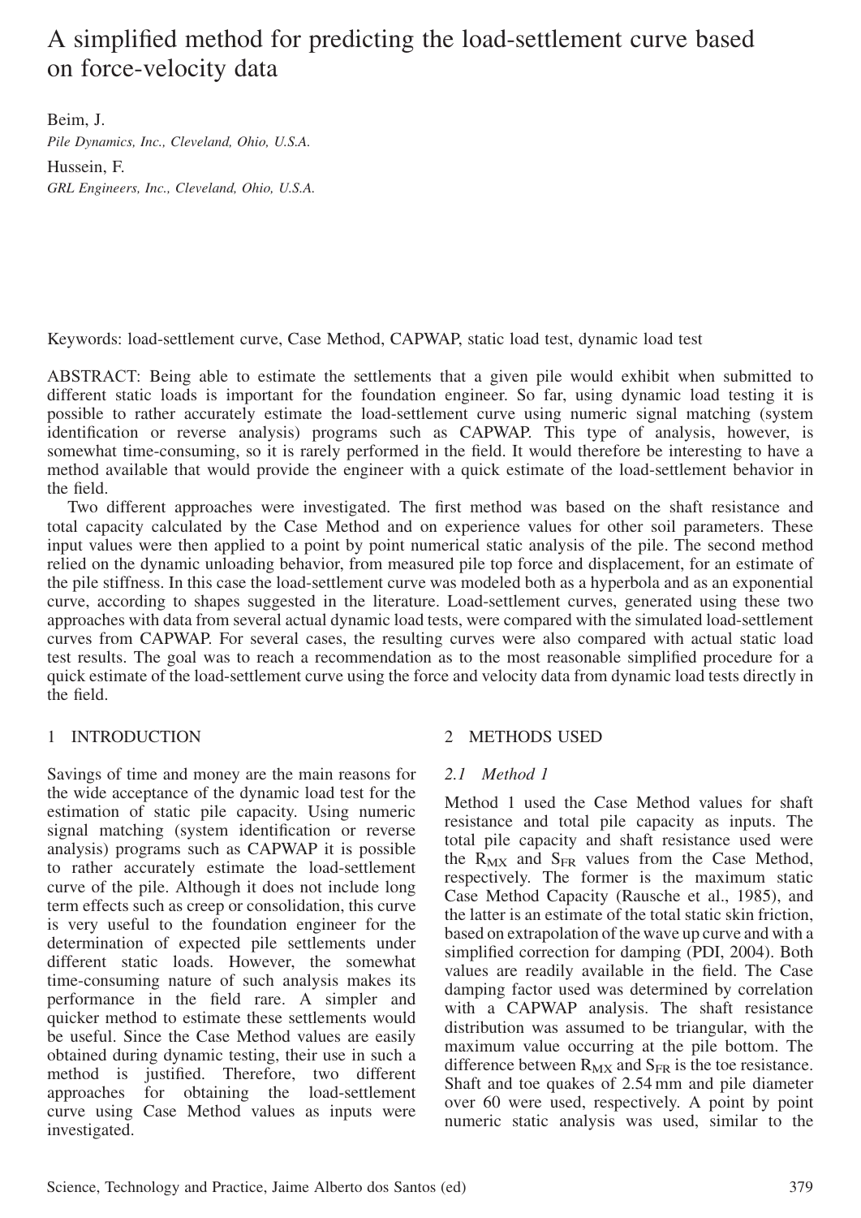# A simplified method for predicting the load-settlement curve based on force-velocity data

Beim, J.
*Pile Dynamics, Inc., Cleveland, Ohio, U.S.A.*

Hussein, F.
*GRL Engineers, Inc., Cleveland, Ohio, U.S.A.*

Keywords: load-settlement curve, Case Method, CAPWAP, static load test, dynamic load test

ABSTRACT: Being able to estimate the settlements that a given pile would exhibit when submitted to different static loads is important for the foundation engineer. So far, using dynamic load testing it is possible to rather accurately estimate the load-settlement curve using numeric signal matching (system identification or reverse analysis) programs such as CAPWAP. This type of analysis, however, is somewhat time-consuming, so it is rarely performed in the field. It would therefore be interesting to have a method available that would provide the engineer with a quick estimate of the load-settlement behavior in the field.

Two different approaches were investigated. The first method was based on the shaft resistance and total capacity calculated by the Case Method and on experience values for other soil parameters. These input values were then applied to a point by point numerical static analysis of the pile. The second method relied on the dynamic unloading behavior, from measured pile top force and displacement, for an estimate of the pile stiffness. In this case the load-settlement curve was modeled both as a hyperbola and as an exponential curve, according to shapes suggested in the literature. Load-settlement curves, generated using these two approaches with data from several actual dynamic load tests, were compared with the simulated load-settlement curves from CAPWAP. For several cases, the resulting curves were also compared with actual static load test results. The goal was to reach a recommendation as to the most reasonable simplified procedure for a quick estimate of the load-settlement curve using the force and velocity data from dynamic load tests directly in the field.

## 1 INTRODUCTION

Savings of time and money are the main reasons for the wide acceptance of the dynamic load test for the estimation of static pile capacity. Using numeric signal matching (system identification or reverse analysis) programs such as CAPWAP it is possible to rather accurately estimate the load-settlement curve of the pile. Although it does not include long term effects such as creep or consolidation, this curve is very useful to the foundation engineer for the determination of expected pile settlements under different static loads. However, the somewhat time-consuming nature of such analysis makes its performance in the field rare. A simpler and quicker method to estimate these settlements would be useful. Since the Case Method values are easily obtained during dynamic testing, their use in such a method is justified. Therefore, two different approaches for obtaining the load-settlement curve using Case Method values as inputs were investigated.

## 2 METHODS USED

### 2.1 Method 1

Method 1 used the Case Method values for shaft resistance and total pile capacity as inputs. The total pile capacity and shaft resistance used were the $R_{MX}$ and $S_{FR}$ values from the Case Method, respectively. The former is the maximum static Case Method Capacity (Rausche et al., 1985), and the latter is an estimate of the total static skin friction, based on extrapolation of the wave up curve and with a simplified correction for damping (PDI, 2004). Both values are readily available in the field. The Case damping factor used was determined by correlation with a CAPWAP analysis. The shaft resistance distribution was assumed to be triangular, with the maximum value occurring at the pile bottom. The difference between $R_{MX}$ and $S_{FR}$ is the toe resistance. Shaft and toe quakes of 2.54 mm and pile diameter over 60 were used, respectively. A point by point numeric static analysis was used, similar to the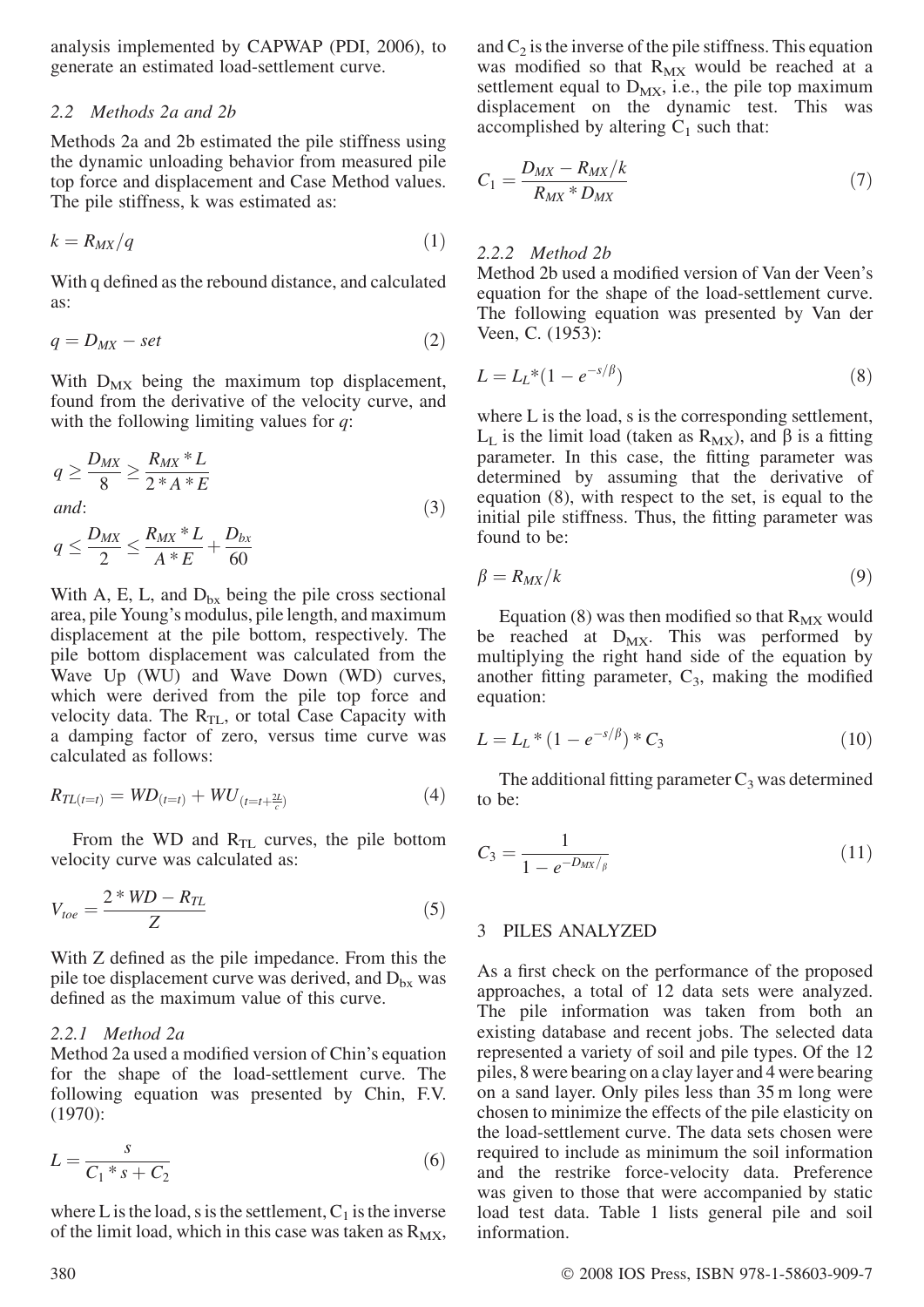analysis implemented by CAPWAP (PDI, 2006), to generate an estimated load-settlement curve.

### 2.2 Methods 2a and 2b

Methods 2a and 2b estimated the pile stiffness using the dynamic unloading behavior from measured pile top force and displacement and Case Method values. The pile stiffness, k was estimated as:

$$k = R_{MX}/q \tag{1}$$

With q defined as the rebound distance, and calculated as:

$$q = D_{MX} - set \tag{2}$$

With $D_{MX}$ being the maximum top displacement, found from the derivative of the velocity curve, and with the following limiting values for $q$:

$$q \geq \frac{D_{MX}}{8} \geq \frac{R_{MX} * L}{2 * A * E}$$
$$and:$$
$$q \leq \frac{D_{MX}}{2} \leq \frac{R_{MX} * L}{A * E} + \frac{D_{bx}}{60} \tag{3}$$

With A, E, L, and $D_{bx}$ being the pile cross sectional area, pile Young's modulus, pile length, and maximum displacement at the pile bottom, respectively. The pile bottom displacement was calculated from the Wave Up (WU) and Wave Down (WD) curves, which were derived from the pile top force and velocity data. The $R_{TL}$, or total Case Capacity with a damping factor of zero, versus time curve was calculated as follows:

$$R_{TL(t=t)} = WD_{(t=t)} + WU_{\left(t=t+\frac{2l}{c}\right)} \tag{4}$$

From the WD and $R_{TL}$ curves, the pile bottom velocity curve was calculated as:

$$V_{toe} = \frac{2 * WD - R_{TL}}{Z} \tag{5}$$

With Z defined as the pile impedance. From this the pile toe displacement curve was derived, and $D_{bx}$ was defined as the maximum value of this curve.

#### 2.2.1 Method 2a

Method 2a used a modified version of Chin's equation for the shape of the load-settlement curve. The following equation was presented by Chin, F.V. (1970):

$$L = \frac{s}{C_1 * s + C_2} \tag{6}$$

where L is the load, s is the settlement, $C_1$ is the inverse of the limit load, which in this case was taken as $R_{MX}$, and $C_2$ is the inverse of the pile stiffness. This equation was modified so that $R_{MX}$ would be reached at a settlement equal to $D_{MX}$, i.e., the pile top maximum displacement on the dynamic test. This was accomplished by altering $C_1$ such that:

$$C_1 = \frac{D_{MX} - R_{MX}/k}{R_{MX} * D_{MX}} \tag{7}$$

#### 2.2.2 Method 2b

Method 2b used a modified version of Van der Veen's equation for the shape of the load-settlement curve. The following equation was presented by Van der Veen, C. (1953):

$$L = L_L * (1 - e^{-s/\beta}) \tag{8}$$

where L is the load, s is the corresponding settlement, $L_L$ is the limit load (taken as $R_{MX}$), and β is a fitting parameter. In this case, the fitting parameter was determined by assuming that the derivative of equation (8), with respect to the set, is equal to the initial pile stiffness. Thus, the fitting parameter was found to be:

$$\beta = R_{MX}/k \tag{9}$$

Equation (8) was then modified so that $R_{MX}$ would be reached at $D_{MX}$. This was performed by multiplying the right hand side of the equation by another fitting parameter, $C_3$, making the modified equation:

$$L = L_L * (1 - e^{-s/\beta}) * C_3 \tag{10}$$

The additional fitting parameter $C_3$ was determined to be:

$$C_3 = \frac{1}{1 - e^{-D_{MX}/\beta}} \tag{11}$$

## 3 PILES ANALYZED

As a first check on the performance of the proposed approaches, a total of 12 data sets were analyzed. The pile information was taken from both an existing database and recent jobs. The selected data represented a variety of soil and pile types. Of the 12 piles, 8 were bearing on a clay layer and 4 were bearing on a sand layer. Only piles less than 35 m long were chosen to minimize the effects of the pile elasticity on the load-settlement curve. The data sets chosen were required to include as minimum the soil information and the restrike force-velocity data. Preference was given to those that were accompanied by static load test data. Table 1 lists general pile and soil information.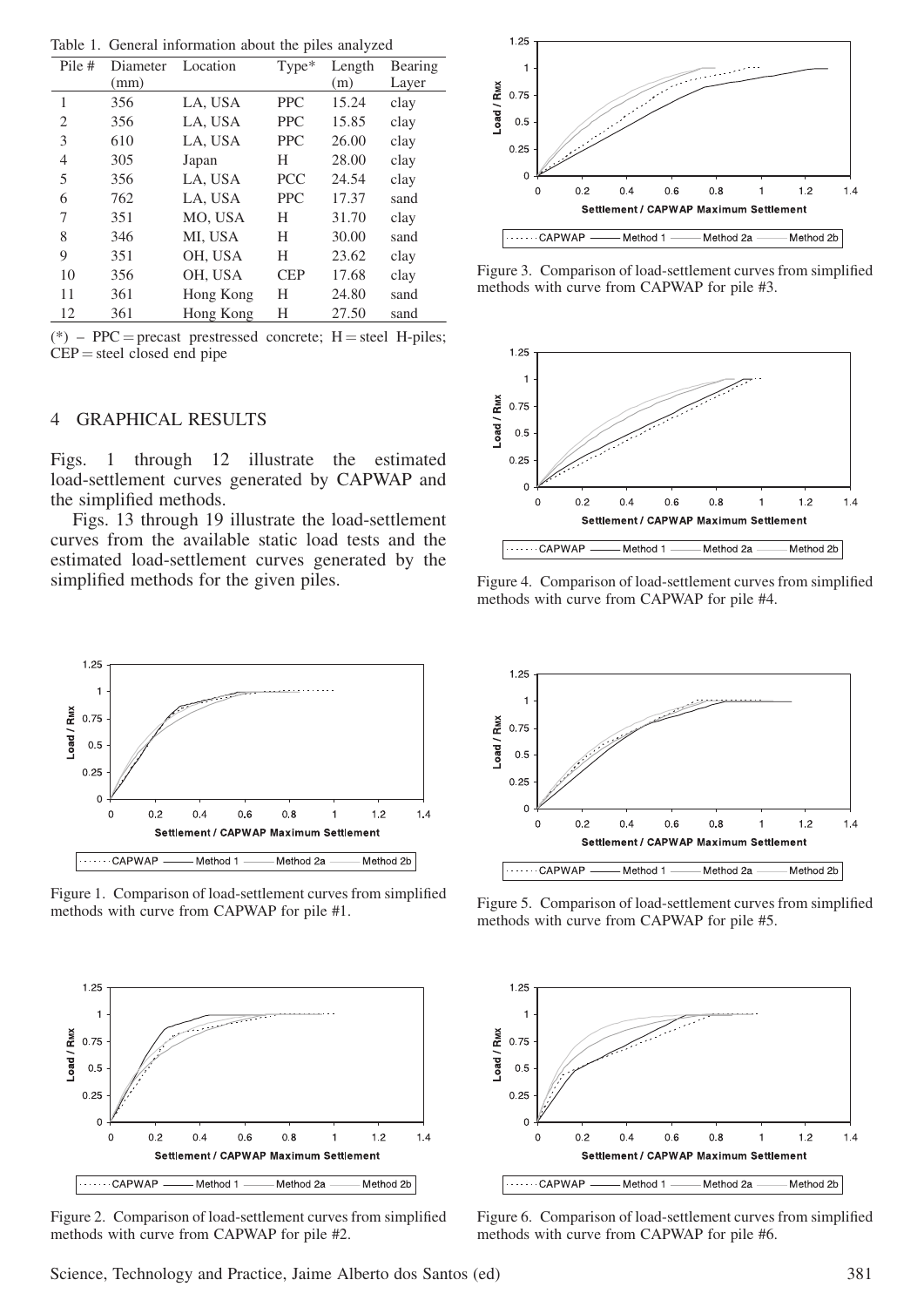Table 1. General information about the piles analyzed

| Pile # | Diameter (mm) | Location | Type* | Length (m) | Bearing Layer |
|---|---|---|---|---|---|
| 1 | 356 | LA, USA | PPC | 15.24 | clay |
| 2 | 356 | LA, USA | PPC | 15.85 | clay |
| 3 | 610 | LA, USA | PPC | 26.00 | clay |
| 4 | 305 | Japan | H | 28.00 | clay |
| 5 | 356 | LA, USA | PCC | 24.54 | clay |
| 6 | 762 | LA, USA | PPC | 17.37 | sand |
| 7 | 351 | MO, USA | H | 31.70 | clay |
| 8 | 346 | MI, USA | H | 30.00 | sand |
| 9 | 351 | OH, USA | H | 23.62 | clay |
| 10 | 356 | OH, USA | CEP | 17.68 | clay |
| 11 | 361 | Hong Kong | H | 24.80 | sand |
| 12 | 361 | Hong Kong | H | 27.50 | sand |

(*) – PPC = precast prestressed concrete; H = steel H-piles; CEP = steel closed end pipe

## 4 GRAPHICAL RESULTS

Figs. 1 through 12 illustrate the estimated load-settlement curves generated by CAPWAP and the simplified methods.

Figs. 13 through 19 illustrate the load-settlement curves from the available static load tests and the estimated load-settlement curves generated by the simplified methods for the given piles.

Figure 1. Comparison of load-settlement curves from simplified methods with curve from CAPWAP for pile #1.

Figure 2. Comparison of load-settlement curves from simplified methods with curve from CAPWAP for pile #2.

Figure 3. Comparison of load-settlement curves from simplified methods with curve from CAPWAP for pile #3.

Figure 4. Comparison of load-settlement curves from simplified methods with curve from CAPWAP for pile #4.

Figure 5. Comparison of load-settlement curves from simplified methods with curve from CAPWAP for pile #5.

Figure 6. Comparison of load-settlement curves from simplified methods with curve from CAPWAP for pile #6.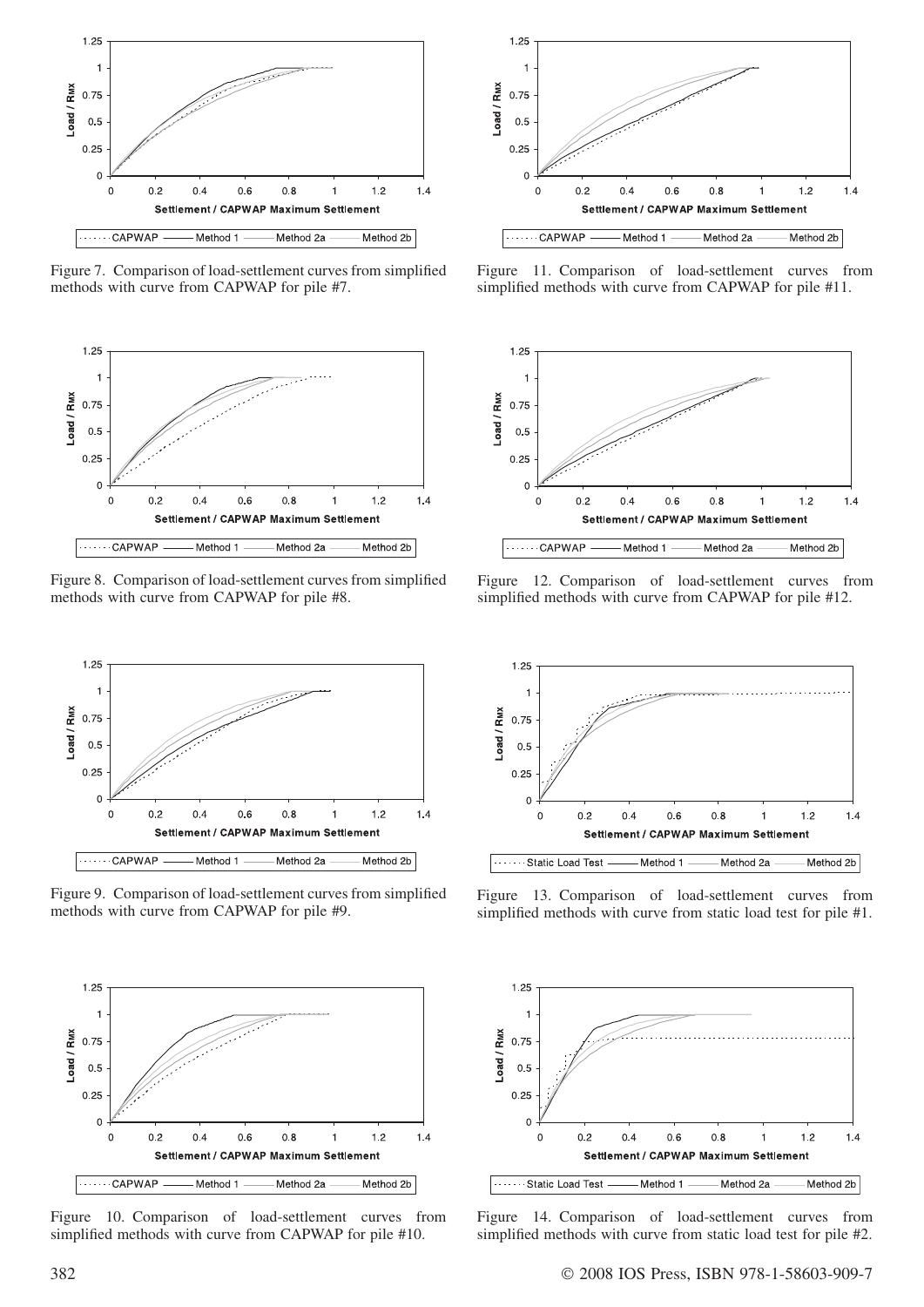Figure 7. Comparison of load-settlement curves from simplified methods with curve from CAPWAP for pile #7.

Figure 8. Comparison of load-settlement curves from simplified methods with curve from CAPWAP for pile #8.

Figure 9. Comparison of load-settlement curves from simplified methods with curve from CAPWAP for pile #9.

Figure 10. Comparison of load-settlement curves from simplified methods with curve from CAPWAP for pile #10.

Figure 11. Comparison of load-settlement curves from simplified methods with curve from CAPWAP for pile #11.

Figure 12. Comparison of load-settlement curves from simplified methods with curve from CAPWAP for pile #12.

Figure 13. Comparison of load-settlement curves from simplified methods with curve from static load test for pile #1.

Figure 14. Comparison of load-settlement curves from simplified methods with curve from static load test for pile #2.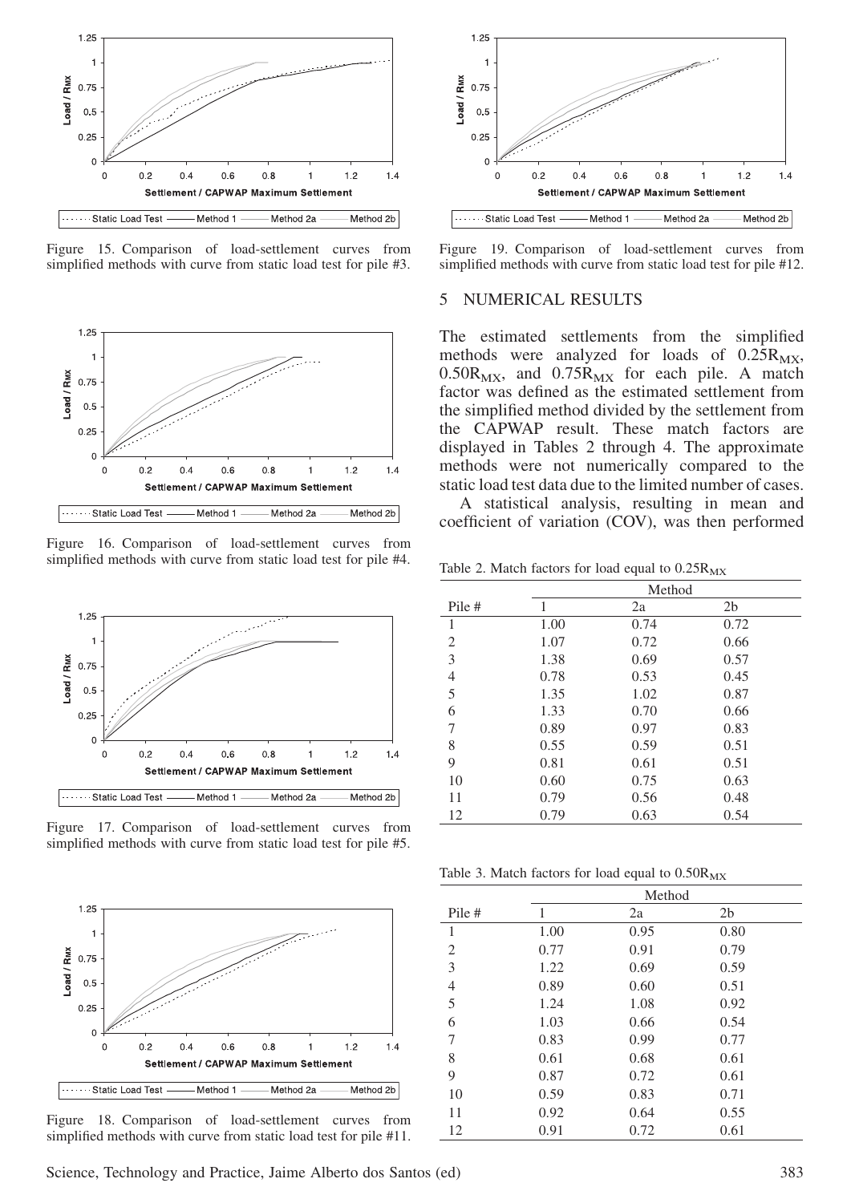Figure 15. Comparison of load-settlement curves from simplified methods with curve from static load test for pile #3.

Figure 16. Comparison of load-settlement curves from simplified methods with curve from static load test for pile #4.

Figure 17. Comparison of load-settlement curves from simplified methods with curve from static load test for pile #5.

Figure 18. Comparison of load-settlement curves from simplified methods with curve from static load test for pile #11.

Figure 19. Comparison of load-settlement curves from simplified methods with curve from static load test for pile #12.

## 5 NUMERICAL RESULTS

The estimated settlements from the simplified methods were analyzed for loads of $0.25R_{MX}$, $0.50R_{MX}$, and $0.75R_{MX}$ for each pile. A match factor was defined as the estimated settlement from the simplified method divided by the settlement from the CAPWAP result. These match factors are displayed in Tables 2 through 4. The approximate methods were not numerically compared to the static load test data due to the limited number of cases.

A statistical analysis, resulting in mean and coefficient of variation (COV), was then performed

Table 2. Match factors for load equal to $0.25R_{MX}$

| | Method | | |
|---|---|---|---|
| Pile # | 1 | 2a | 2b |
| 1 | 1.00 | 0.74 | 0.72 |
| 2 | 1.07 | 0.72 | 0.66 |
| 3 | 1.38 | 0.69 | 0.57 |
| 4 | 0.78 | 0.53 | 0.45 |
| 5 | 1.35 | 1.02 | 0.87 |
| 6 | 1.33 | 0.70 | 0.66 |
| 7 | 0.89 | 0.97 | 0.83 |
| 8 | 0.55 | 0.59 | 0.51 |
| 9 | 0.81 | 0.61 | 0.51 |
| 10 | 0.60 | 0.75 | 0.63 |
| 11 | 0.79 | 0.56 | 0.48 |
| 12 | 0.79 | 0.63 | 0.54 |

Table 3. Match factors for load equal to $0.50R_{MX}$

| | Method | | |
|---|---|---|---|
| Pile # | 1 | 2a | 2b |
| 1 | 1.00 | 0.95 | 0.80 |
| 2 | 0.77 | 0.91 | 0.79 |
| 3 | 1.22 | 0.69 | 0.59 |
| 4 | 0.89 | 0.60 | 0.51 |
| 5 | 1.24 | 1.08 | 0.92 |
| 6 | 1.03 | 0.66 | 0.54 |
| 7 | 0.83 | 0.99 | 0.77 |
| 8 | 0.61 | 0.68 | 0.61 |
| 9 | 0.87 | 0.72 | 0.61 |
| 10 | 0.59 | 0.83 | 0.71 |
| 11 | 0.92 | 0.64 | 0.55 |
| 12 | 0.91 | 0.72 | 0.61 |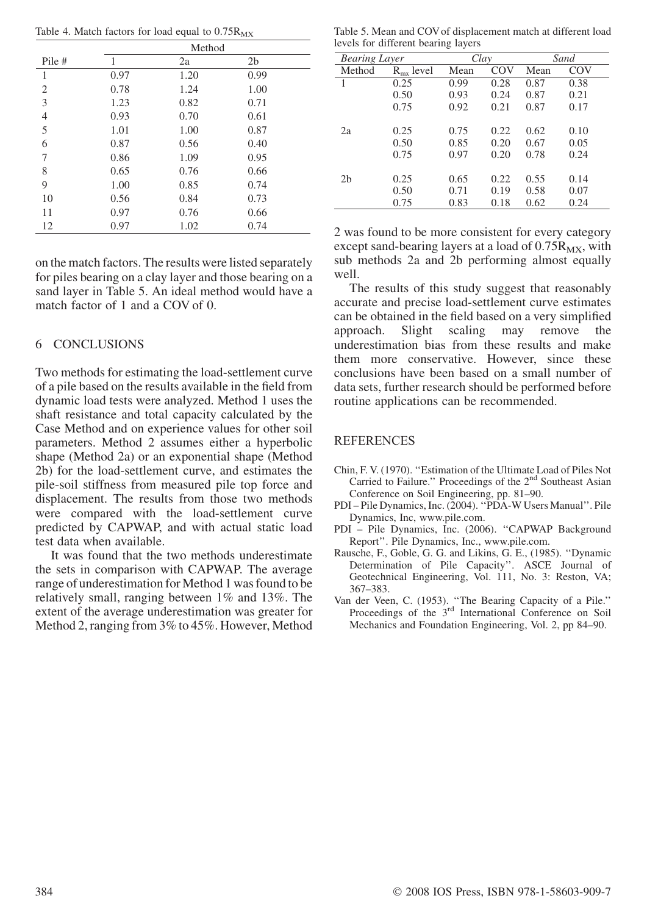Table 4. Match factors for load equal to $0.75R_{MX}$

| Pile # | Method | | |
|---|---|---|---|
| | 1 | 2a | 2b |
| 1 | 0.97 | 1.20 | 0.99 |
| 2 | 0.78 | 1.24 | 1.00 |
| 3 | 1.23 | 0.82 | 0.71 |
| 4 | 0.93 | 0.70 | 0.61 |
| 5 | 1.01 | 1.00 | 0.87 |
| 6 | 0.87 | 0.56 | 0.40 |
| 7 | 0.86 | 1.09 | 0.95 |
| 8 | 0.65 | 0.76 | 0.66 |
| 9 | 1.00 | 0.85 | 0.74 |
| 10 | 0.56 | 0.84 | 0.73 |
| 11 | 0.97 | 0.76 | 0.66 |
| 12 | 0.97 | 1.02 | 0.74 |

on the match factors. The results were listed separately for piles bearing on a clay layer and those bearing on a sand layer in Table 5. An ideal method would have a match factor of 1 and a COV of 0.

Table 5. Mean and COV of displacement match at different load levels for different bearing layers

| *Bearing Layer* | | *Clay* | | *Sand* | |
|---|---|---|---|---|---|
| Method | $R_{mx}$ level | Mean | COV | Mean | COV |
| 1 | 0.25 | 0.99 | 0.28 | 0.87 | 0.38 |
| | 0.50 | 0.93 | 0.24 | 0.87 | 0.21 |
| | 0.75 | 0.92 | 0.21 | 0.87 | 0.17 |
| 2a | 0.25 | 0.75 | 0.22 | 0.62 | 0.10 |
| | 0.50 | 0.85 | 0.20 | 0.67 | 0.05 |
| | 0.75 | 0.97 | 0.20 | 0.78 | 0.24 |
| 2b | 0.25 | 0.65 | 0.22 | 0.55 | 0.14 |
| | 0.50 | 0.71 | 0.19 | 0.58 | 0.07 |
| | 0.75 | 0.83 | 0.18 | 0.62 | 0.24 |

## 6 CONCLUSIONS

Two methods for estimating the load-settlement curve of a pile based on the results available in the field from dynamic load tests were analyzed. Method 1 uses the shaft resistance and total capacity calculated by the Case Method and on experience values for other soil parameters. Method 2 assumes either a hyperbolic shape (Method 2a) or an exponential shape (Method 2b) for the load-settlement curve, and estimates the pile-soil stiffness from measured pile top force and displacement. The results from those two methods were compared with the load-settlement curve predicted by CAPWAP, and with actual static load test data when available.

It was found that the two methods underestimate the sets in comparison with CAPWAP. The average range of underestimation for Method 1 was found to be relatively small, ranging between 1% and 13%. The extent of the average underestimation was greater for Method 2, ranging from 3% to 45%. However, Method 2 was found to be more consistent for every category except sand-bearing layers at a load of $0.75R_{MX}$, with sub methods 2a and 2b performing almost equally well.

The results of this study suggest that reasonably accurate and precise load-settlement curve estimates can be obtained in the field based on a very simplified approach. Slight scaling may remove the underestimation bias from these results and make them more conservative. However, since these conclusions have been based on a small number of data sets, further research should be performed before routine applications can be recommended.

## REFERENCES

Chin, F. V. (1970). "Estimation of the Ultimate Load of Piles Not Carried to Failure." Proceedings of the 2nd Southeast Asian Conference on Soil Engineering, pp. 81–90.

PDI – Pile Dynamics, Inc. (2004). "PDA-W Users Manual". Pile Dynamics, Inc, www.pile.com.

PDI – Pile Dynamics, Inc. (2006). "CAPWAP Background Report". Pile Dynamics, Inc., www.pile.com.

Rausche, F., Goble, G. G. and Likins, G. E., (1985). "Dynamic Determination of Pile Capacity". ASCE Journal of Geotechnical Engineering, Vol. 111, No. 3: Reston, VA; 367–383.

Van der Veen, C. (1953). "The Bearing Capacity of a Pile." Proceedings of the 3rd International Conference on Soil Mechanics and Foundation Engineering, Vol. 2, pp 84–90.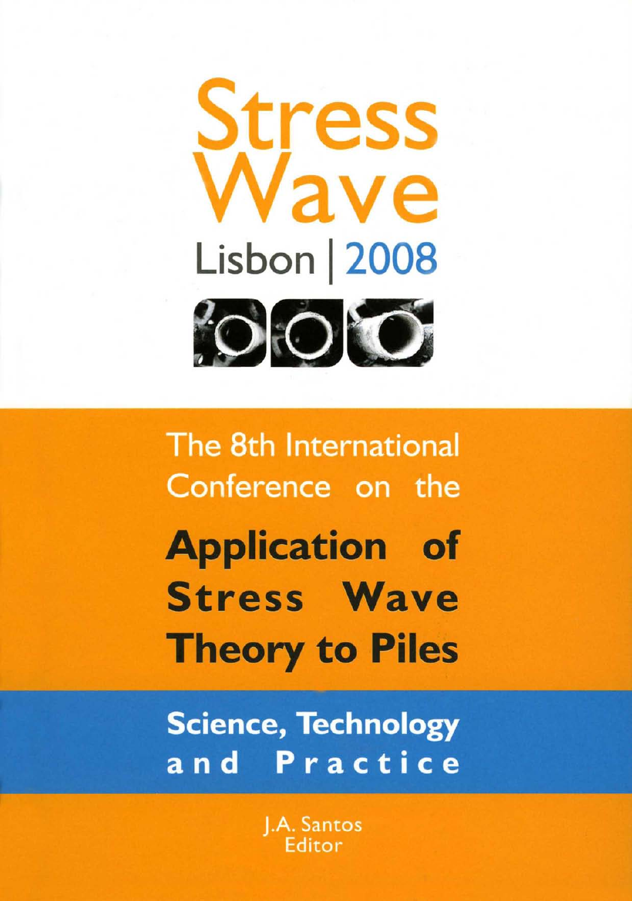# Stress Wave

Lisbon | 2008

The 8th International Conference on the

## Application of Stress Wave Theory to Piles

## Science, Technology and Practice

J.A. Santos
Editor